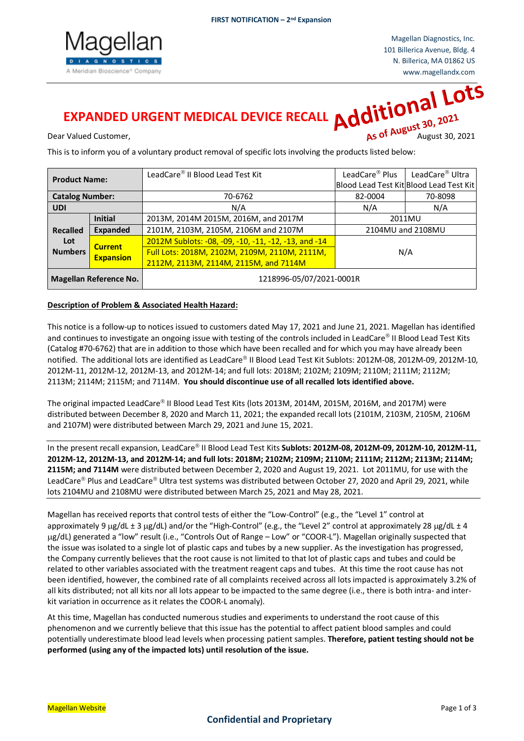**FIRST NOTIFICATION – 2nd Expansion**

Magellan Diagnostics, Inc.
101 Billerica Avenue, Bldg. 4
N. Billerica, MA 01862 US
www.magellandx.com

# EXPANDED URGENT MEDICAL DEVICE RECALL

**Additional Lots**
**As of August 30, 2021**

Dear Valued Customer, August 30, 2021

This is to inform you of a voluntary product removal of specific lots involving the products listed below:

| **Product Name:** | | LeadCare® II Blood Lead Test Kit | LeadCare® Plus Blood Lead Test Kit | LeadCare® Ultra Blood Lead Test Kit |
|---|---|---|---|---|
| **Catalog Number:** | | 70-6762 | 82-0004 | 70-8098 |
| **UDI** | | N/A | N/A | N/A |
| **Recalled Lot Numbers** | **Initial** | 2013M, 2014M 2015M, 2016M, and 2017M | 2011MU | |
| | **Expanded** | 2101M, 2103M, 2105M, 2106M and 2107M | 2104MU and 2108MU | |
| | **Current Expansion** | 2012M Sublots: -08, -09, -10, -11, -12, -13, and -14<br>Full Lots: 2018M, 2102M, 2109M, 2110M, 2111M, 2112M, 2113M, 2114M, 2115M, and 7114M | N/A | |
| **Magellan Reference No.** | | 1218996-05/07/2021-0001R | | |

**Description of Problem & Associated Health Hazard:**

This notice is a follow-up to notices issued to customers dated May 17, 2021 and June 21, 2021. Magellan has identified and continues to investigate an ongoing issue with testing of the controls included in LeadCare® II Blood Lead Test Kits (Catalog #70-6762) that are in addition to those which have been recalled and for which you may have already been notified. The additional lots are identified as LeadCare® II Blood Lead Test Kit Sublots: 2012M-08, 2012M-09, 2012M-10, 2012M-11, 2012M-12, 2012M-13, and 2012M-14; and full lots: 2018M; 2102M; 2109M; 2110M; 2111M; 2112M; 2113M; 2114M; 2115M; and 7114M. **You should discontinue use of all recalled lots identified above.**

The original impacted LeadCare® II Blood Lead Test Kits (lots 2013M, 2014M, 2015M, 2016M, and 2017M) were distributed between December 8, 2020 and March 11, 2021; the expanded recall lots (2101M, 2103M, 2105M, 2106M and 2107M) were distributed between March 29, 2021 and June 15, 2021.

In the present recall expansion, LeadCare® II Blood Lead Test Kits **Sublots: 2012M-08, 2012M-09, 2012M-10, 2012M-11, 2012M-12, 2012M-13, and 2012M-14; and full lots: 2018M; 2102M; 2109M; 2110M; 2111M; 2112M; 2113M; 2114M; 2115M; and 7114M** were distributed between December 2, 2020 and August 19, 2021. Lot 2011MU, for use with the LeadCare® Plus and LeadCare® Ultra test systems was distributed between October 27, 2020 and April 29, 2021, while lots 2104MU and 2108MU were distributed between March 25, 2021 and May 28, 2021.

Magellan has received reports that control tests of either the "Low-Control" (e.g., the "Level 1" control at approximately 9 µg/dL ± 3 µg/dL) and/or the "High-Control" (e.g., the "Level 2" control at approximately 28 µg/dL ± 4 µg/dL) generated a "low" result (i.e., "Controls Out of Range – Low" or "COOR-L"). Magellan originally suspected that the issue was isolated to a single lot of plastic caps and tubes by a new supplier. As the investigation has progressed, the Company currently believes that the root cause is not limited to that lot of plastic caps and tubes and could be related to other variables associated with the treatment reagent caps and tubes. At this time the root cause has not been identified, however, the combined rate of all complaints received across all lots impacted is approximately 3.2% of all kits distributed; not all kits nor all lots appear to be impacted to the same degree (i.e., there is both intra- and inter-kit variation in occurrence as it relates the COOR-L anomaly).

At this time, Magellan has conducted numerous studies and experiments to understand the root cause of this phenomenon and we currently believe that this issue has the potential to affect patient blood samples and could potentially underestimate blood lead levels when processing patient samples. **Therefore, patient testing should not be performed (using any of the impacted lots) until resolution of the issue.**

Magellan Website

**Confidential and Proprietary**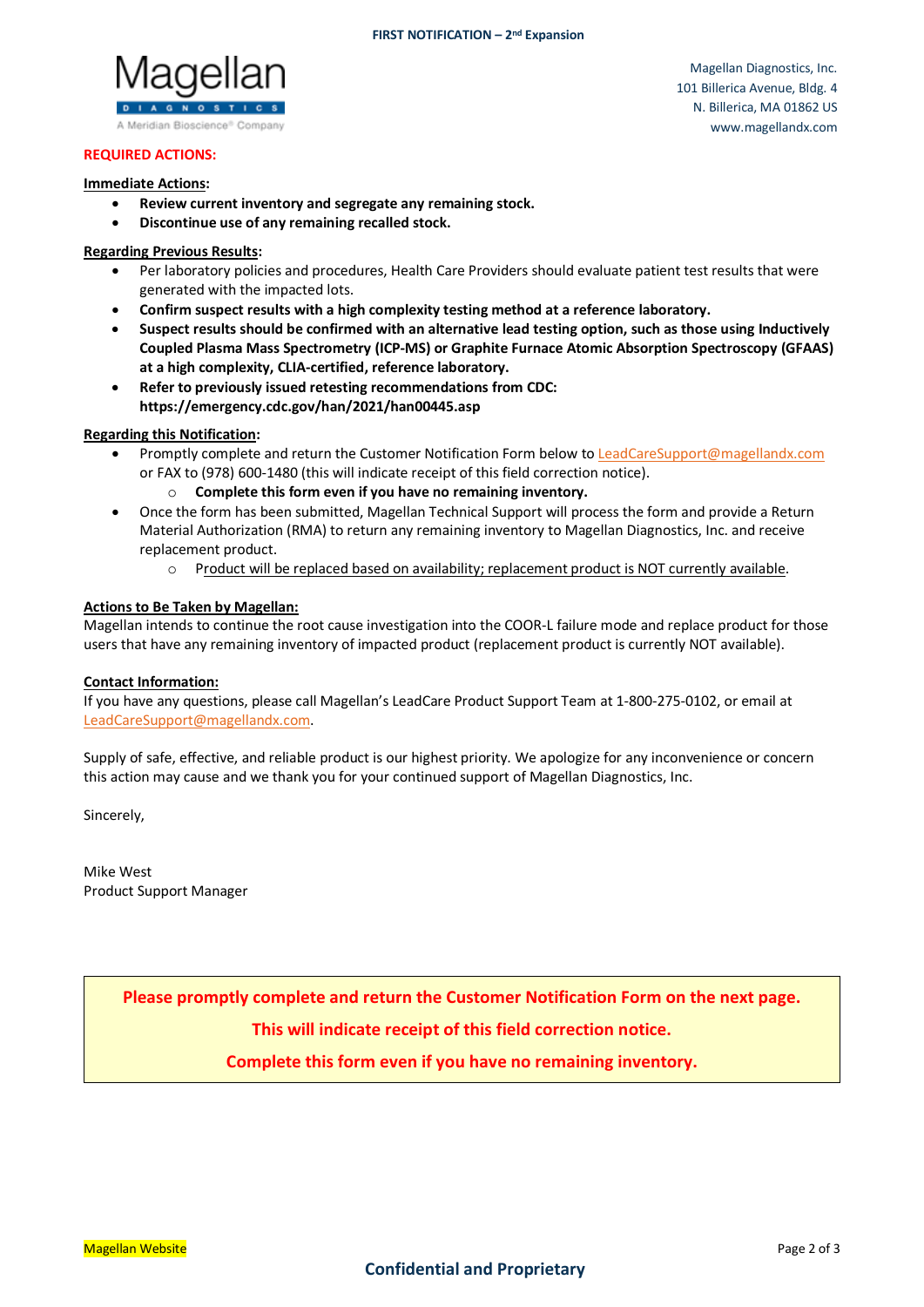**FIRST NOTIFICATION – 2nd Expansion**

Magellan Diagnostics, Inc.
101 Billerica Avenue, Bldg. 4
N. Billerica, MA 01862 US
www.magellandx.com

**REQUIRED ACTIONS:**

**Immediate Actions:**

- **Review current inventory and segregate any remaining stock.**
- **Discontinue use of any remaining recalled stock.**

**Regarding Previous Results:**

- Per laboratory policies and procedures, Health Care Providers should evaluate patient test results that were generated with the impacted lots.
- **Confirm suspect results with a high complexity testing method at a reference laboratory.**
- **Suspect results should be confirmed with an alternative lead testing option, such as those using Inductively Coupled Plasma Mass Spectrometry (ICP-MS) or Graphite Furnace Atomic Absorption Spectroscopy (GFAAS) at a high complexity, CLIA-certified, reference laboratory.**
- **Refer to previously issued retesting recommendations from CDC: https://emergency.cdc.gov/han/2021/han00445.asp**

**Regarding this Notification:**

- Promptly complete and return the Customer Notification Form below to LeadCareSupport@magellandx.com or FAX to (978) 600-1480 (this will indicate receipt of this field correction notice).
  - **Complete this form even if you have no remaining inventory.**
- Once the form has been submitted, Magellan Technical Support will process the form and provide a Return Material Authorization (RMA) to return any remaining inventory to Magellan Diagnostics, Inc. and receive replacement product.
  - Product will be replaced based on availability; replacement product is NOT currently available.

**Actions to Be Taken by Magellan:**

Magellan intends to continue the root cause investigation into the COOR-L failure mode and replace product for those users that have any remaining inventory of impacted product (replacement product is currently NOT available).

**Contact Information:**

If you have any questions, please call Magellan's LeadCare Product Support Team at 1-800-275-0102, or email at LeadCareSupport@magellandx.com.

Supply of safe, effective, and reliable product is our highest priority. We apologize for any inconvenience or concern this action may cause and we thank you for your continued support of Magellan Diagnostics, Inc.

Sincerely,

Mike West
Product Support Manager

**Please promptly complete and return the Customer Notification Form on the next page.**

**This will indicate receipt of this field correction notice.**

**Complete this form even if you have no remaining inventory.**

Magellan Website

**Confidential and Proprietary**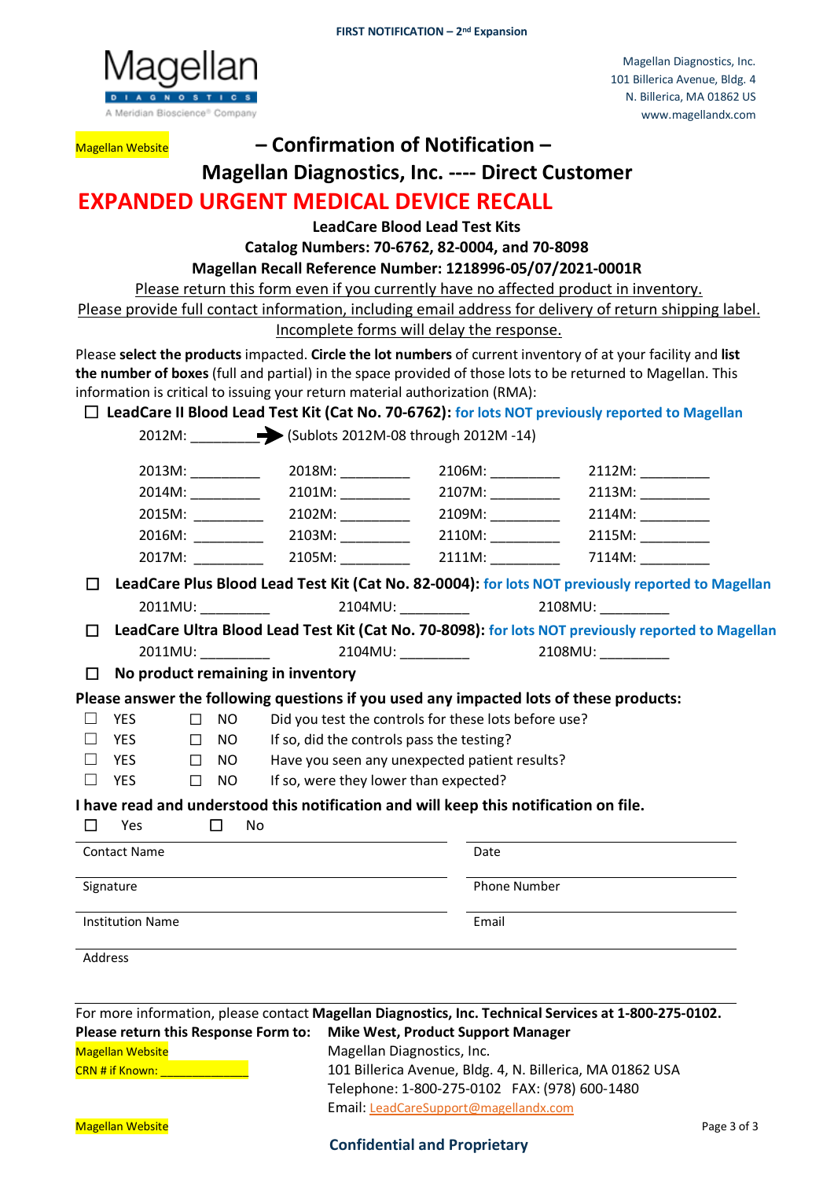FIRST NOTIFICATION – 2nd Expansion

Magellan Diagnostics, Inc.
101 Billerica Avenue, Bldg. 4
N. Billerica, MA 01862 US
www.magellandx.com

Magellan Website

# – Confirmation of Notification –

## Magellan Diagnostics, Inc. ---- Direct Customer

# EXPANDED URGENT MEDICAL DEVICE RECALL

**LeadCare Blood Lead Test Kits**

**Catalog Numbers: 70-6762, 82-0004, and 70-8098**

**Magellan Recall Reference Number: 1218996-05/07/2021-0001R**

Please return this form even if you currently have no affected product in inventory.

Please provide full contact information, including email address for delivery of return shipping label.

Incomplete forms will delay the response.

Please **select the products** impacted. **Circle the lot numbers** of current inventory at your facility and **list the number of boxes** (full and partial) in the space provided of those lots to be returned to Magellan. This information is critical to issuing your return material authorization (RMA):

☐ **LeadCare II Blood Lead Test Kit (Cat No. 70-6762): for lots NOT previously reported to Magellan**

2012M: ________ ➔ (Sublots 2012M-08 through 2012M -14)

| | | | |
|---|---|---|---|
| 2013M: ________ | 2018M: ________ | 2106M: ________ | 2112M: ________ |
| 2014M: ________ | 2101M: ________ | 2107M: ________ | 2113M: ________ |
| 2015M: ________ | 2102M: ________ | 2109M: ________ | 2114M: ________ |
| 2016M: ________ | 2103M: ________ | 2110M: ________ | 2115M: ________ |
| 2017M: ________ | 2105M: ________ | 2111M: ________ | 7114M: ________ |

☐ **LeadCare Plus Blood Lead Test Kit (Cat No. 82-0004): for lots NOT previously reported to Magellan**

2011MU: ________ 2104MU: ________ 2108MU: ________

☐ **LeadCare Ultra Blood Lead Test Kit (Cat No. 70-8098): for lots NOT previously reported to Magellan**

2011MU: ________ 2104MU: ________ 2108MU: ________

☐ **No product remaining in inventory**

**Please answer the following questions if you used any impacted lots of these products:**

| | | |
|---|---|---|
| ☐ YES | ☐ NO | Did you test the controls for these lots before use? |
| ☐ YES | ☐ NO | If so, did the controls pass the testing? |
| ☐ YES | ☐ NO | Have you seen any unexpected patient results? |
| ☐ YES | ☐ NO | If so, were they lower than expected? |

**I have read and understood this notification and will keep this notification on file.**

☐ Yes ☐ No

| | |
|---|---|
| Contact Name | Date |
| Signature | Phone Number |
| Institution Name | Email |
| Address | |

For more information, please contact **Magellan Diagnostics, Inc. Technical Services at 1-800-275-0102.**

**Please return this Response Form to:** **Mike West, Product Support Manager**
Magellan Diagnostics, Inc.
101 Billerica Avenue, Bldg. 4, N. Billerica, MA 01862 USA
Telephone: 1-800-275-0102 FAX: (978) 600-1480
Email: LeadCareSupport@magellandx.com

Magellan Website

CRN # if Known: ______________

Magellan Website

**Confidential and Proprietary**